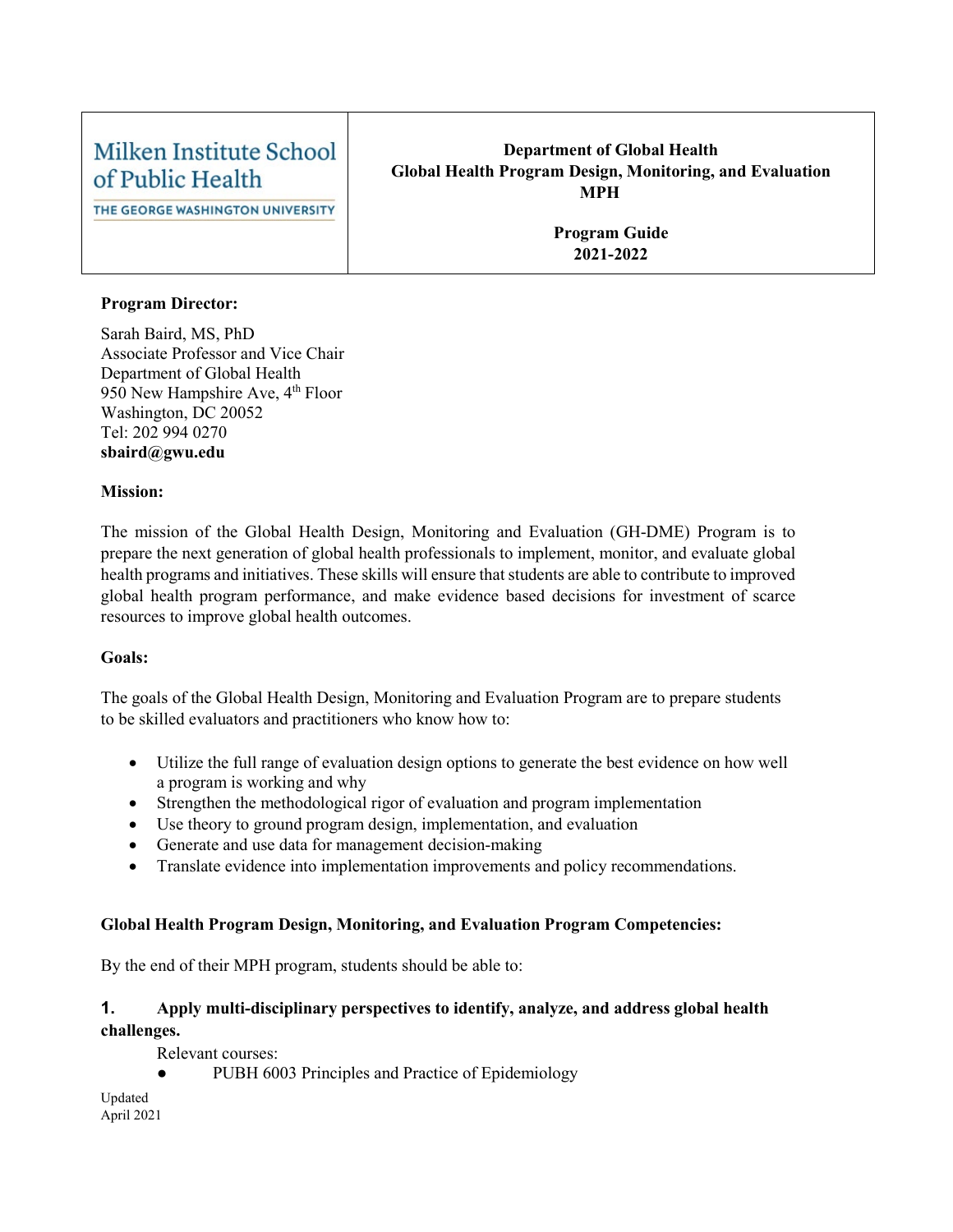| Milken Institute School of Public Health<br>THE GEORGE WASHINGTON UNIVERSITY | **Department of Global Health**<br>**Global Health Program Design, Monitoring, and Evaluation MPH**<br><br>**Program Guide**<br>**2021-2022** |
|---|---|

**Program Director:**

Sarah Baird, MS, PhD
Associate Professor and Vice Chair
Department of Global Health
950 New Hampshire Ave, 4th Floor
Washington, DC 20052
Tel: 202 994 0270
**sbaird@gwu.edu**

**Mission:**

The mission of the Global Health Design, Monitoring and Evaluation (GH-DME) Program is to prepare the next generation of global health professionals to implement, monitor, and evaluate global health programs and initiatives. These skills will ensure that students are able to contribute to improved global health program performance, and make evidence based decisions for investment of scarce resources to improve global health outcomes.

**Goals:**

The goals of the Global Health Design, Monitoring and Evaluation Program are to prepare students to be skilled evaluators and practitioners who know how to:

- Utilize the full range of evaluation design options to generate the best evidence on how well a program is working and why
- Strengthen the methodological rigor of evaluation and program implementation
- Use theory to ground program design, implementation, and evaluation
- Generate and use data for management decision-making
- Translate evidence into implementation improvements and policy recommendations.

**Global Health Program Design, Monitoring, and Evaluation Program Competencies:**

By the end of their MPH program, students should be able to:

**1. Apply multi-disciplinary perspectives to identify, analyze, and address global health challenges.**

Relevant courses:
- PUBH 6003 Principles and Practice of Epidemiology

Updated
April 2021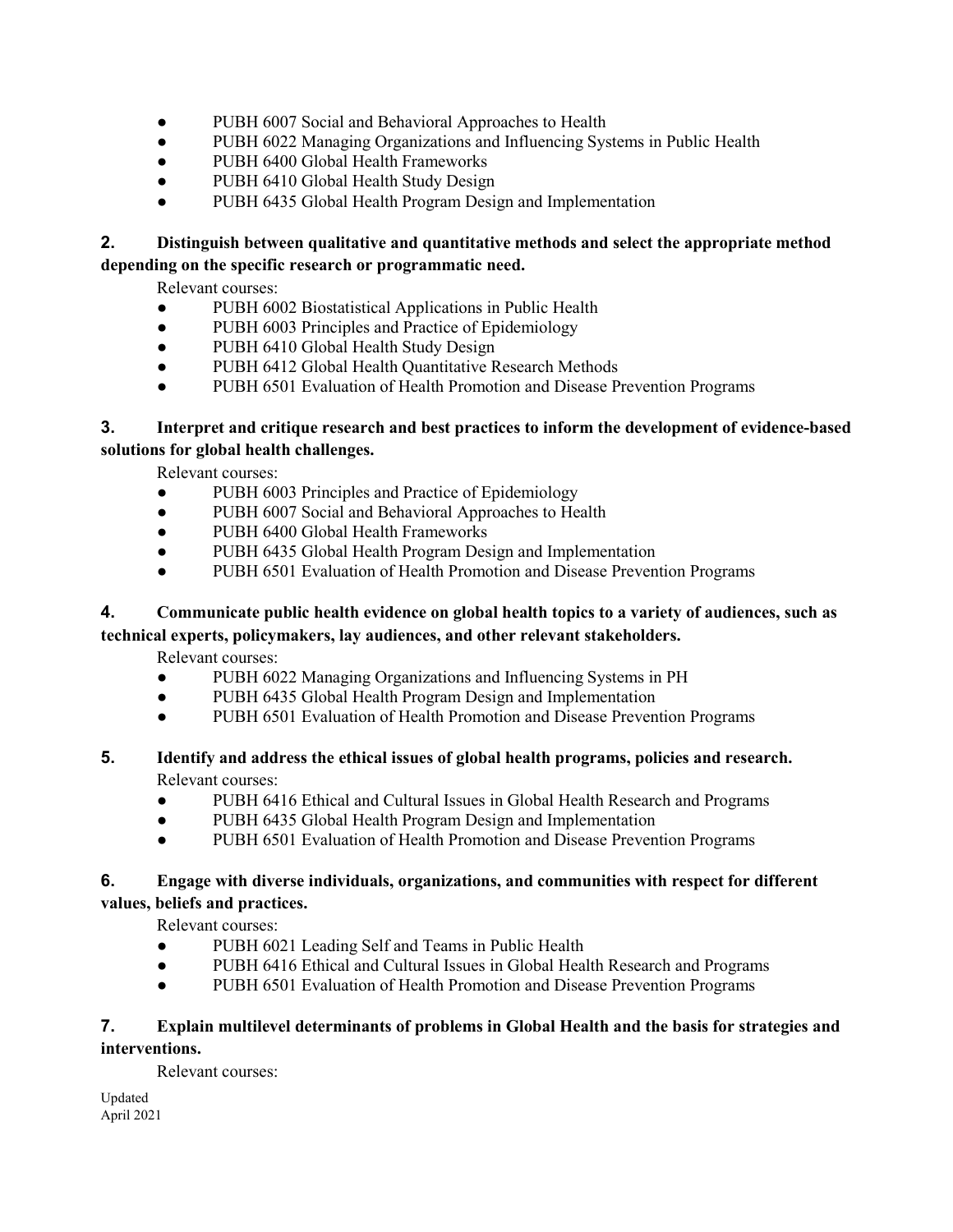- PUBH 6007 Social and Behavioral Approaches to Health
- PUBH 6022 Managing Organizations and Influencing Systems in Public Health
- PUBH 6400 Global Health Frameworks
- PUBH 6410 Global Health Study Design
- PUBH 6435 Global Health Program Design and Implementation

**2. Distinguish between qualitative and quantitative methods and select the appropriate method depending on the specific research or programmatic need.**

Relevant courses:

- PUBH 6002 Biostatistical Applications in Public Health
- PUBH 6003 Principles and Practice of Epidemiology
- PUBH 6410 Global Health Study Design
- PUBH 6412 Global Health Quantitative Research Methods
- PUBH 6501 Evaluation of Health Promotion and Disease Prevention Programs

**3. Interpret and critique research and best practices to inform the development of evidence-based solutions for global health challenges.**

Relevant courses:

- PUBH 6003 Principles and Practice of Epidemiology
- PUBH 6007 Social and Behavioral Approaches to Health
- PUBH 6400 Global Health Frameworks
- PUBH 6435 Global Health Program Design and Implementation
- PUBH 6501 Evaluation of Health Promotion and Disease Prevention Programs

**4. Communicate public health evidence on global health topics to a variety of audiences, such as technical experts, policymakers, lay audiences, and other relevant stakeholders.**

Relevant courses:

- PUBH 6022 Managing Organizations and Influencing Systems in PH
- PUBH 6435 Global Health Program Design and Implementation
- PUBH 6501 Evaluation of Health Promotion and Disease Prevention Programs

**5. Identify and address the ethical issues of global health programs, policies and research.**

Relevant courses:

- PUBH 6416 Ethical and Cultural Issues in Global Health Research and Programs
- PUBH 6435 Global Health Program Design and Implementation
- PUBH 6501 Evaluation of Health Promotion and Disease Prevention Programs

**6. Engage with diverse individuals, organizations, and communities with respect for different values, beliefs and practices.**

Relevant courses:

- PUBH 6021 Leading Self and Teams in Public Health
- PUBH 6416 Ethical and Cultural Issues in Global Health Research and Programs
- PUBH 6501 Evaluation of Health Promotion and Disease Prevention Programs

**7. Explain multilevel determinants of problems in Global Health and the basis for strategies and interventions.**

Relevant courses: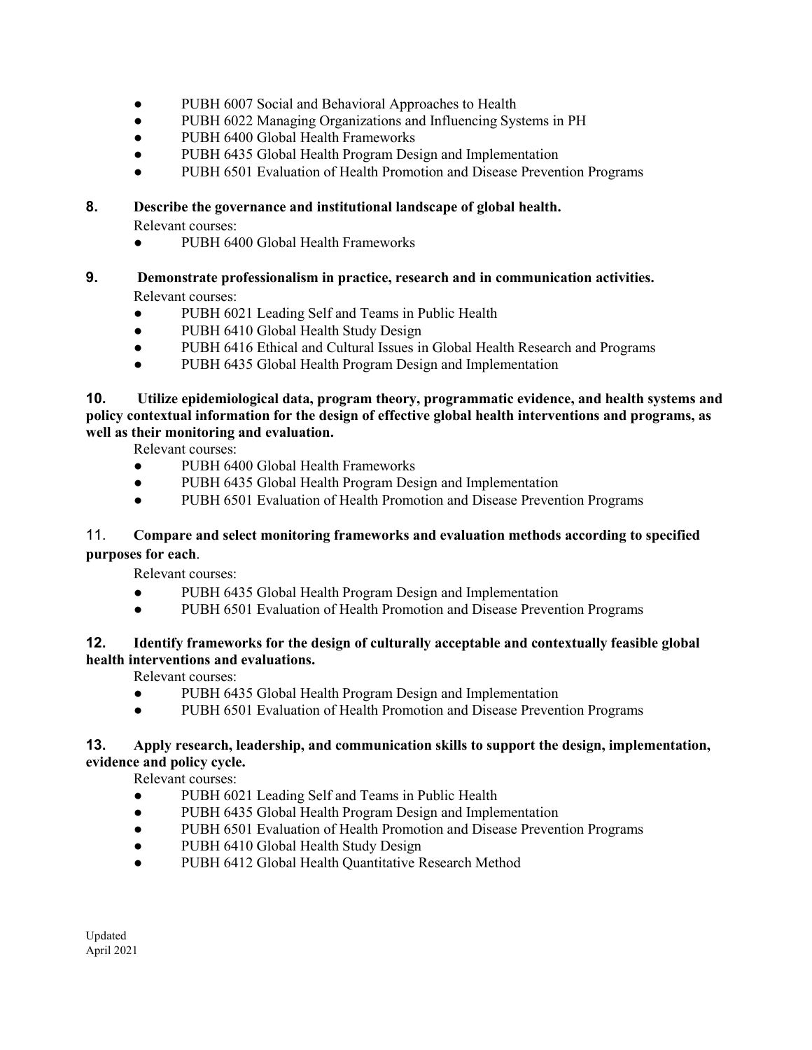- PUBH 6007 Social and Behavioral Approaches to Health
- PUBH 6022 Managing Organizations and Influencing Systems in PH
- PUBH 6400 Global Health Frameworks
- PUBH 6435 Global Health Program Design and Implementation
- PUBH 6501 Evaluation of Health Promotion and Disease Prevention Programs

**8. Describe the governance and institutional landscape of global health.**

Relevant courses:

- PUBH 6400 Global Health Frameworks

**9. Demonstrate professionalism in practice, research and in communication activities.**

Relevant courses:

- PUBH 6021 Leading Self and Teams in Public Health
- PUBH 6410 Global Health Study Design
- PUBH 6416 Ethical and Cultural Issues in Global Health Research and Programs
- PUBH 6435 Global Health Program Design and Implementation

**10. Utilize epidemiological data, program theory, programmatic evidence, and health systems and policy contextual information for the design of effective global health interventions and programs, as well as their monitoring and evaluation.**

Relevant courses:

- PUBH 6400 Global Health Frameworks
- PUBH 6435 Global Health Program Design and Implementation
- PUBH 6501 Evaluation of Health Promotion and Disease Prevention Programs

11. **Compare and select monitoring frameworks and evaluation methods according to specified purposes for each**.

Relevant courses:

- PUBH 6435 Global Health Program Design and Implementation
- PUBH 6501 Evaluation of Health Promotion and Disease Prevention Programs

**12. Identify frameworks for the design of culturally acceptable and contextually feasible global health interventions and evaluations.**

Relevant courses:

- PUBH 6435 Global Health Program Design and Implementation
- PUBH 6501 Evaluation of Health Promotion and Disease Prevention Programs

**13. Apply research, leadership, and communication skills to support the design, implementation, evidence and policy cycle.**

Relevant courses:

- PUBH 6021 Leading Self and Teams in Public Health
- PUBH 6435 Global Health Program Design and Implementation
- PUBH 6501 Evaluation of Health Promotion and Disease Prevention Programs
- PUBH 6410 Global Health Study Design
- PUBH 6412 Global Health Quantitative Research Method

Updated
April 2021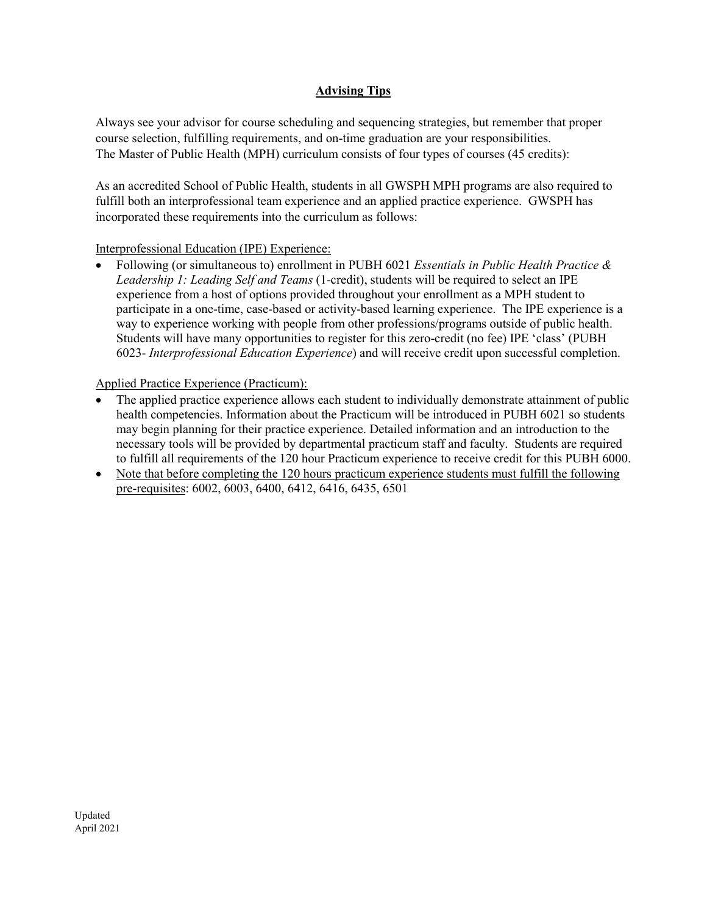## **Advising Tips**

Always see your advisor for course scheduling and sequencing strategies, but remember that proper course selection, fulfilling requirements, and on-time graduation are your responsibilities.
The Master of Public Health (MPH) curriculum consists of four types of courses (45 credits):

As an accredited School of Public Health, students in all GWSPH MPH programs are also required to fulfill both an interprofessional team experience and an applied practice experience. GWSPH has incorporated these requirements into the curriculum as follows:

Interprofessional Education (IPE) Experience:

- Following (or simultaneous to) enrollment in PUBH 6021 *Essentials in Public Health Practice & Leadership 1: Leading Self and Teams* (1-credit), students will be required to select an IPE experience from a host of options provided throughout your enrollment as a MPH student to participate in a one-time, case-based or activity-based learning experience. The IPE experience is a way to experience working with people from other professions/programs outside of public health. Students will have many opportunities to register for this zero-credit (no fee) IPE 'class' (PUBH 6023- *Interprofessional Education Experience*) and will receive credit upon successful completion.

Applied Practice Experience (Practicum):

- The applied practice experience allows each student to individually demonstrate attainment of public health competencies. Information about the Practicum will be introduced in PUBH 6021 so students may begin planning for their practice experience. Detailed information and an introduction to the necessary tools will be provided by departmental practicum staff and faculty. Students are required to fulfill all requirements of the 120 hour Practicum experience to receive credit for this PUBH 6000.
- Note that before completing the 120 hours practicum experience students must fulfill the following pre-requisites: 6002, 6003, 6400, 6412, 6416, 6435, 6501

Updated
April 2021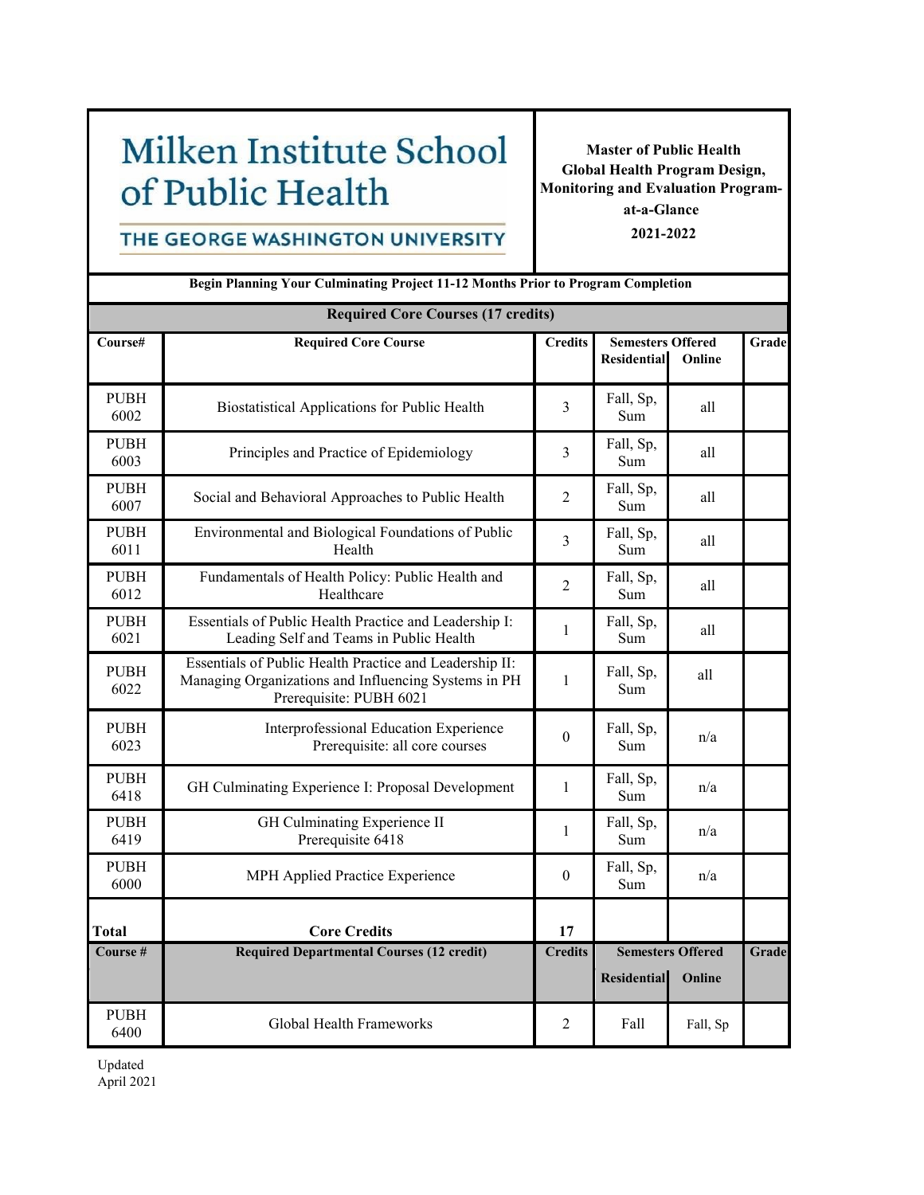# Milken Institute School of Public Health

## THE GEORGE WASHINGTON UNIVERSITY

**Master of Public Health Global Health Program Design, Monitoring and Evaluation Program-at-a-Glance**

**2021-2022**

**Begin Planning Your Culminating Project 11-12 Months Prior to Program Completion**

| Course# | Required Core Course | Credits | Semesters Offered | | Grade |
|---|---|---|---|---|---|
| **Required Core Courses (17 credits)** | | | | | |
| | | | **Residential** | **Online** | |
| PUBH 6002 | Biostatistical Applications for Public Health | 3 | Fall, Sp, Sum | all | |
| PUBH 6003 | Principles and Practice of Epidemiology | 3 | Fall, Sp, Sum | all | |
| PUBH 6007 | Social and Behavioral Approaches to Public Health | 2 | Fall, Sp, Sum | all | |
| PUBH 6011 | Environmental and Biological Foundations of Public Health | 3 | Fall, Sp, Sum | all | |
| PUBH 6012 | Fundamentals of Health Policy: Public Health and Healthcare | 2 | Fall, Sp, Sum | all | |
| PUBH 6021 | Essentials of Public Health Practice and Leadership I: Leading Self and Teams in Public Health | 1 | Fall, Sp, Sum | all | |
| PUBH 6022 | Essentials of Public Health Practice and Leadership II: Managing Organizations and Influencing Systems in PH Prerequisite: PUBH 6021 | 1 | Fall, Sp, Sum | all | |
| PUBH 6023 | Interprofessional Education Experience Prerequisite: all core courses | 0 | Fall, Sp, Sum | n/a | |
| PUBH 6418 | GH Culminating Experience I: Proposal Development | 1 | Fall, Sp, Sum | n/a | |
| PUBH 6419 | GH Culminating Experience II Prerequisite 6418 | 1 | Fall, Sp, Sum | n/a | |
| PUBH 6000 | MPH Applied Practice Experience | 0 | Fall, Sp, Sum | n/a | |
| **Total** | **Core Credits** | **17** | | | |
| **Course #** | **Required Departmental Courses (12 credit)** | **Credits** | **Semesters Offered** | | **Grade** |
| | | | **Residential** | **Online** | |
| PUBH 6400 | Global Health Frameworks | 2 | Fall | Fall, Sp | |

Updated April 2021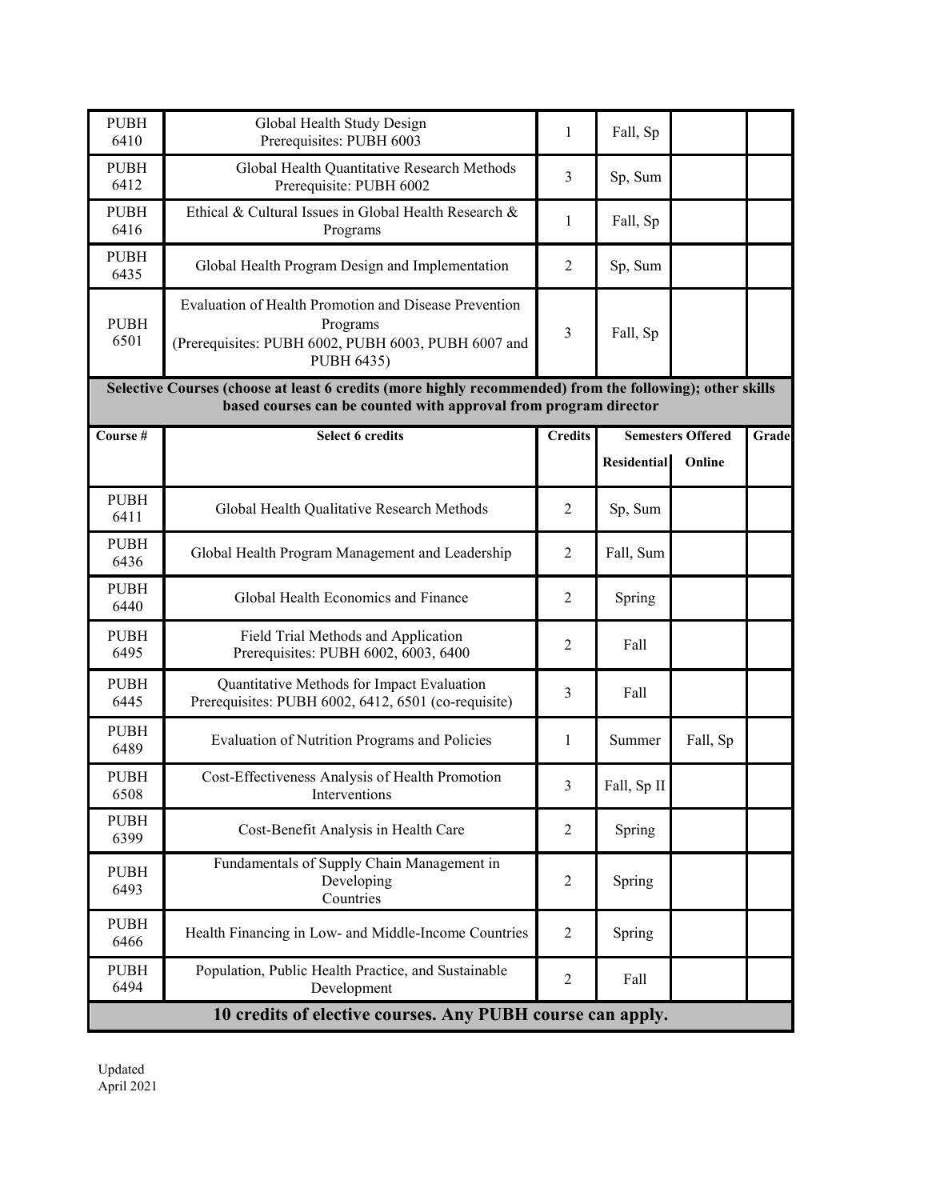| | | | | | |
|---|---|---|---|---|---|
| PUBH 6410 | Global Health Study Design<br>Prerequisites: PUBH 6003 | 1 | Fall, Sp | | |
| PUBH 6412 | Global Health Quantitative Research Methods<br>Prerequisite: PUBH 6002 | 3 | Sp, Sum | | |
| PUBH 6416 | Ethical & Cultural Issues in Global Health Research & Programs | 1 | Fall, Sp | | |
| PUBH 6435 | Global Health Program Design and Implementation | 2 | Sp, Sum | | |
| PUBH 6501 | Evaluation of Health Promotion and Disease Prevention Programs<br>(Prerequisites: PUBH 6002, PUBH 6003, PUBH 6007 and PUBH 6435) | 3 | Fall, Sp | | |

**Selective Courses (choose at least 6 credits (more highly recommended) from the following); other skills based courses can be counted with approval from program director**

| Course # | Select 6 credits | Credits | Semesters Offered | | Grade |
|---|---|---|---|---|---|
| | | | Residential | Online | |
| PUBH 6411 | Global Health Qualitative Research Methods | 2 | Sp, Sum | | |
| PUBH 6436 | Global Health Program Management and Leadership | 2 | Fall, Sum | | |
| PUBH 6440 | Global Health Economics and Finance | 2 | Spring | | |
| PUBH 6495 | Field Trial Methods and Application<br>Prerequisites: PUBH 6002, 6003, 6400 | 2 | Fall | | |
| PUBH 6445 | Quantitative Methods for Impact Evaluation<br>Prerequisites: PUBH 6002, 6412, 6501 (co-requisite) | 3 | Fall | | |
| PUBH 6489 | Evaluation of Nutrition Programs and Policies | 1 | Summer | Fall, Sp | |
| PUBH 6508 | Cost-Effectiveness Analysis of Health Promotion Interventions | 3 | Fall, Sp II | | |
| PUBH 6399 | Cost-Benefit Analysis in Health Care | 2 | Spring | | |
| PUBH 6493 | Fundamentals of Supply Chain Management in Developing Countries | 2 | Spring | | |
| PUBH 6466 | Health Financing in Low- and Middle-Income Countries | 2 | Spring | | |
| PUBH 6494 | Population, Public Health Practice, and Sustainable Development | 2 | Fall | | |

**10 credits of elective courses. Any PUBH course can apply.**

Updated
April 2021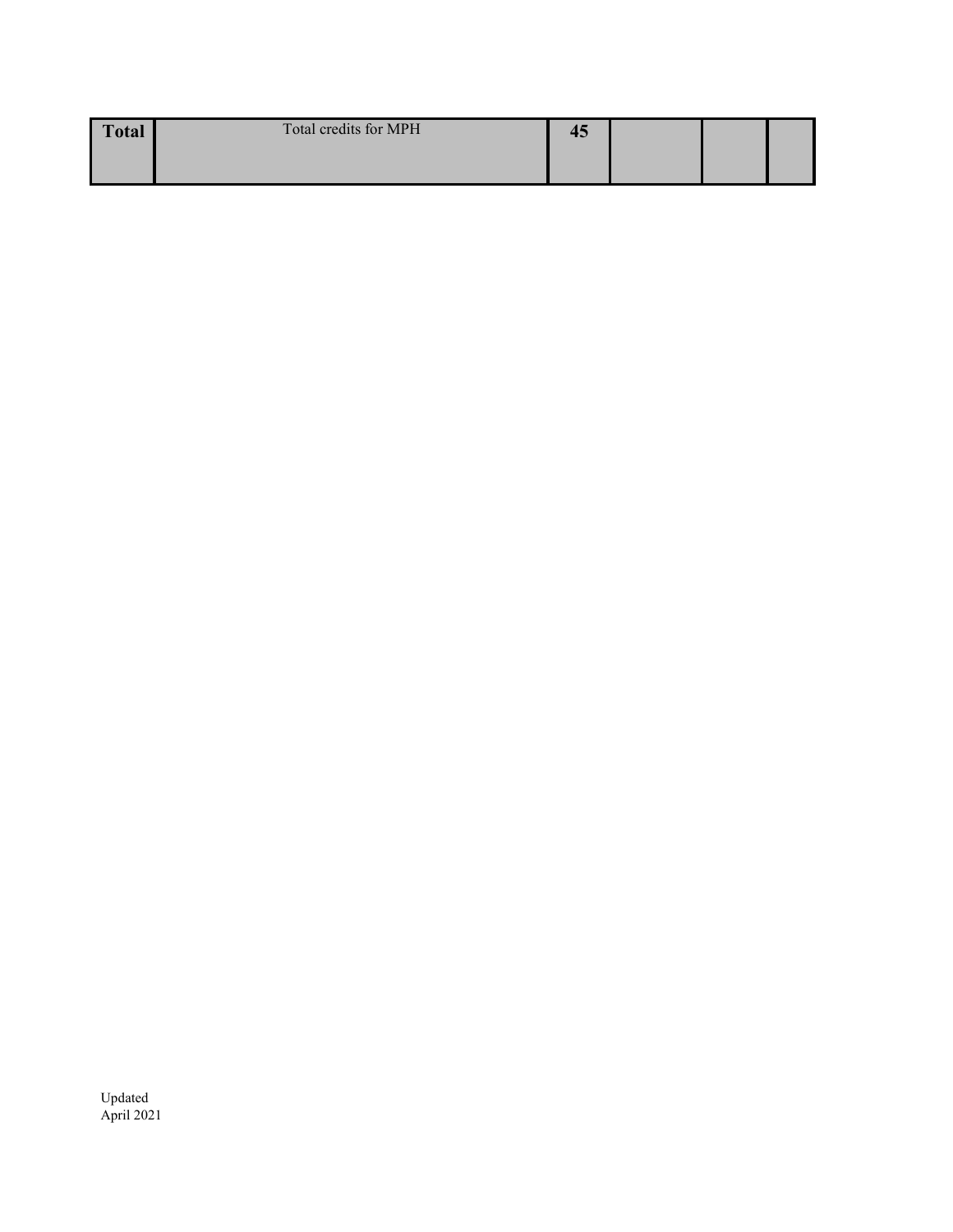| Total | Total credits for MPH | 45 | | | |
|---|---|---|---|---|---|

Updated
April 2021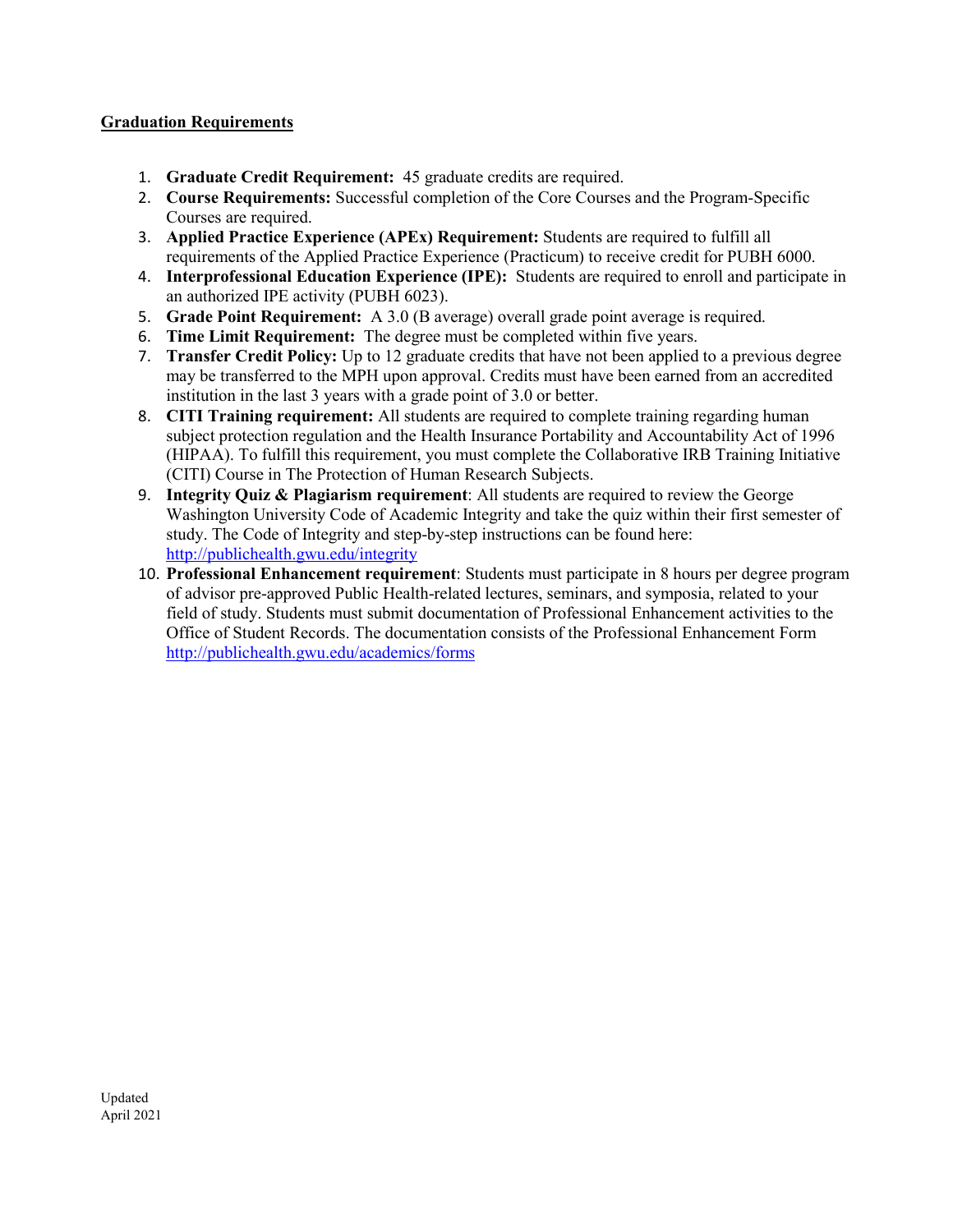**Graduation Requirements**

1. **Graduate Credit Requirement:** 45 graduate credits are required.
2. **Course Requirements:** Successful completion of the Core Courses and the Program-Specific Courses are required.
3. **Applied Practice Experience (APEx) Requirement:** Students are required to fulfill all requirements of the Applied Practice Experience (Practicum) to receive credit for PUBH 6000.
4. **Interprofessional Education Experience (IPE):** Students are required to enroll and participate in an authorized IPE activity (PUBH 6023).
5. **Grade Point Requirement:** A 3.0 (B average) overall grade point average is required.
6. **Time Limit Requirement:** The degree must be completed within five years.
7. **Transfer Credit Policy:** Up to 12 graduate credits that have not been applied to a previous degree may be transferred to the MPH upon approval. Credits must have been earned from an accredited institution in the last 3 years with a grade point of 3.0 or better.
8. **CITI Training requirement:** All students are required to complete training regarding human subject protection regulation and the Health Insurance Portability and Accountability Act of 1996 (HIPAA). To fulfill this requirement, you must complete the Collaborative IRB Training Initiative (CITI) Course in The Protection of Human Research Subjects.
9. **Integrity Quiz & Plagiarism requirement**: All students are required to review the George Washington University Code of Academic Integrity and take the quiz within their first semester of study. The Code of Integrity and step-by-step instructions can be found here: http://publichealth.gwu.edu/integrity
10. **Professional Enhancement requirement**: Students must participate in 8 hours per degree program of advisor pre-approved Public Health-related lectures, seminars, and symposia, related to your field of study. Students must submit documentation of Professional Enhancement activities to the Office of Student Records. The documentation consists of the Professional Enhancement Form http://publichealth.gwu.edu/academics/forms

Updated
April 2021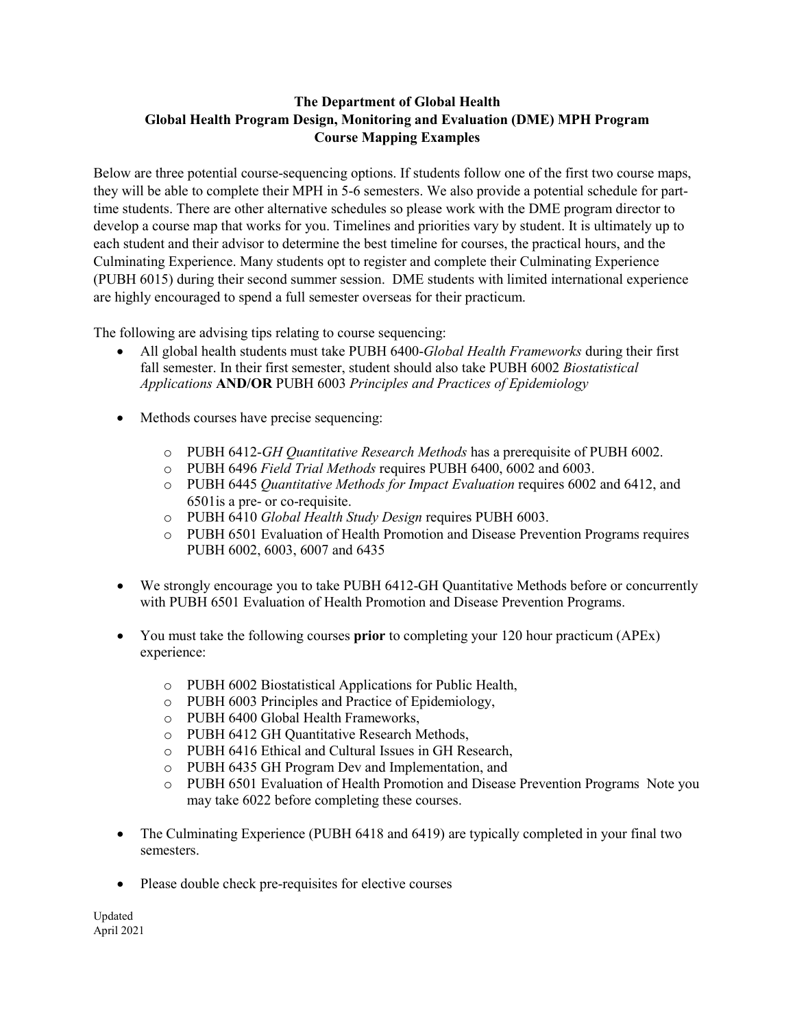**The Department of Global Health**
**Global Health Program Design, Monitoring and Evaluation (DME) MPH Program**
**Course Mapping Examples**

Below are three potential course-sequencing options. If students follow one of the first two course maps, they will be able to complete their MPH in 5-6 semesters. We also provide a potential schedule for part-time students. There are other alternative schedules so please work with the DME program director to develop a course map that works for you. Timelines and priorities vary by student. It is ultimately up to each student and their advisor to determine the best timeline for courses, the practical hours, and the Culminating Experience. Many students opt to register and complete their Culminating Experience (PUBH 6015) during their second summer session. DME students with limited international experience are highly encouraged to spend a full semester overseas for their practicum.

The following are advising tips relating to course sequencing:

- All global health students must take PUBH 6400-*Global Health Frameworks* during their first fall semester. In their first semester, student should also take PUBH 6002 *Biostatistical Applications* **AND/OR** PUBH 6003 *Principles and Practices of Epidemiology*

- Methods courses have precise sequencing:
  - PUBH 6412-*GH Quantitative Research Methods* has a prerequisite of PUBH 6002.
  - PUBH 6496 *Field Trial Methods* requires PUBH 6400, 6002 and 6003.
  - PUBH 6445 *Quantitative Methods for Impact Evaluation* requires 6002 and 6412, and 6501is a pre- or co-requisite.
  - PUBH 6410 *Global Health Study Design* requires PUBH 6003.
  - PUBH 6501 Evaluation of Health Promotion and Disease Prevention Programs requires PUBH 6002, 6003, 6007 and 6435

- We strongly encourage you to take PUBH 6412-GH Quantitative Methods before or concurrently with PUBH 6501 Evaluation of Health Promotion and Disease Prevention Programs.

- You must take the following courses **prior** to completing your 120 hour practicum (APEx) experience:
  - PUBH 6002 Biostatistical Applications for Public Health,
  - PUBH 6003 Principles and Practice of Epidemiology,
  - PUBH 6400 Global Health Frameworks,
  - PUBH 6412 GH Quantitative Research Methods,
  - PUBH 6416 Ethical and Cultural Issues in GH Research,
  - PUBH 6435 GH Program Dev and Implementation, and
  - PUBH 6501 Evaluation of Health Promotion and Disease Prevention Programs Note you may take 6022 before completing these courses.

- The Culminating Experience (PUBH 6418 and 6419) are typically completed in your final two semesters.

- Please double check pre-requisites for elective courses

Updated
April 2021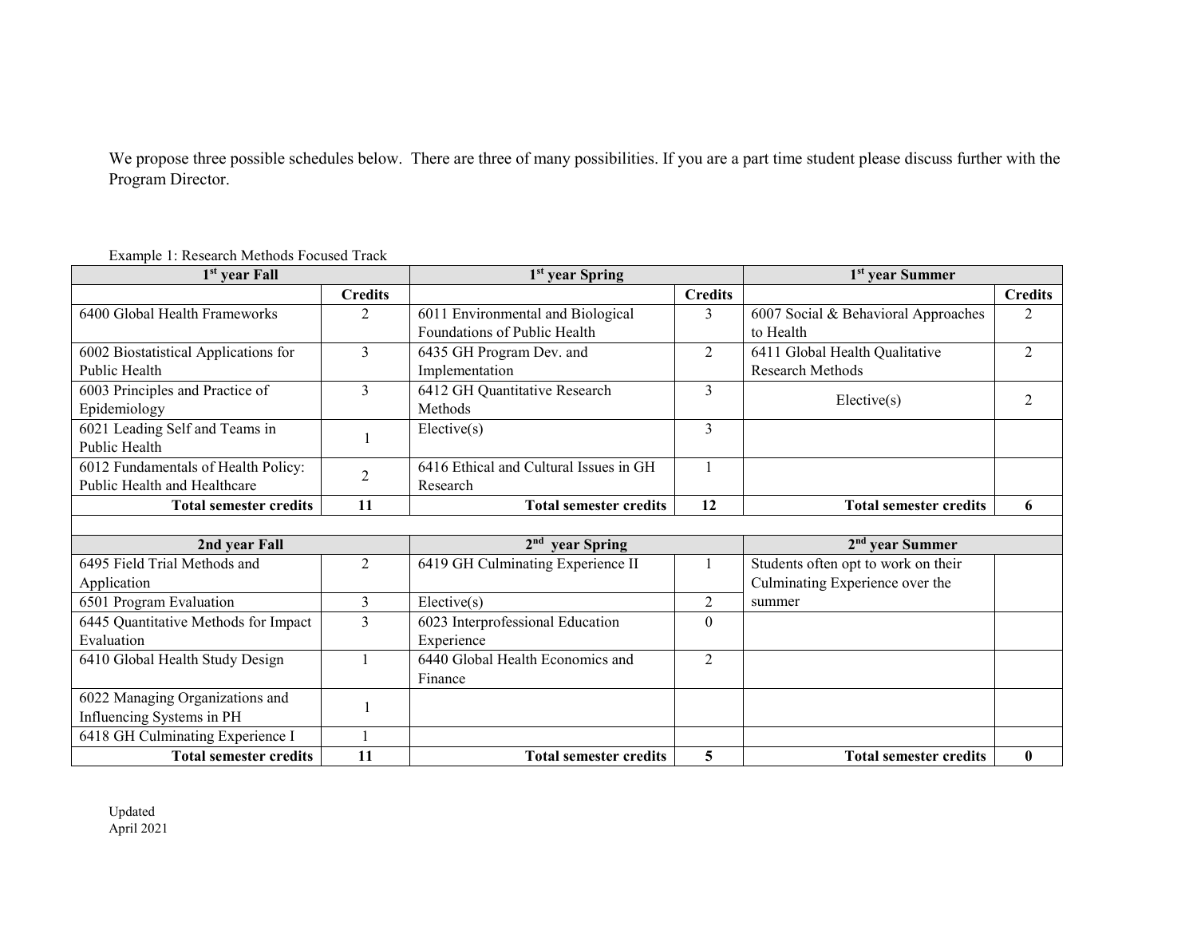We propose three possible schedules below. There are three of many possibilities. If you are a part time student please discuss further with the Program Director.

Example 1: Research Methods Focused Track

| 1st year Fall | | 1st year Spring | | 1st year Summer | |
|---|---|---|---|---|---|
| | **Credits** | | **Credits** | | **Credits** |
| 6400 Global Health Frameworks | 2 | 6011 Environmental and Biological Foundations of Public Health | 3 | 6007 Social & Behavioral Approaches to Health | 2 |
| 6002 Biostatistical Applications for Public Health | 3 | 6435 GH Program Dev. and Implementation | 2 | 6411 Global Health Qualitative Research Methods | 2 |
| 6003 Principles and Practice of Epidemiology | 3 | 6412 GH Quantitative Research Methods | 3 | Elective(s) | 2 |
| 6021 Leading Self and Teams in Public Health | 1 | Elective(s) | 3 | | |
| 6012 Fundamentals of Health Policy: Public Health and Healthcare | 2 | 6416 Ethical and Cultural Issues in GH Research | 1 | | |
| **Total semester credits** | **11** | **Total semester credits** | **12** | **Total semester credits** | **6** |
| | | | | | |
| **2nd year Fall** | | **2nd year Spring** | | **2nd year Summer** | |
| 6495 Field Trial Methods and Application | 2 | 6419 GH Culminating Experience II | 1 | Students often opt to work on their Culminating Experience over the summer | |
| 6501 Program Evaluation | 3 | Elective(s) | 2 | | |
| 6445 Quantitative Methods for Impact Evaluation | 3 | 6023 Interprofessional Education Experience | 0 | | |
| 6410 Global Health Study Design | 1 | 6440 Global Health Economics and Finance | 2 | | |
| 6022 Managing Organizations and Influencing Systems in PH | 1 | | | | |
| 6418 GH Culminating Experience I | 1 | | | | |
| **Total semester credits** | **11** | **Total semester credits** | **5** | **Total semester credits** | **0** |

Updated
April 2021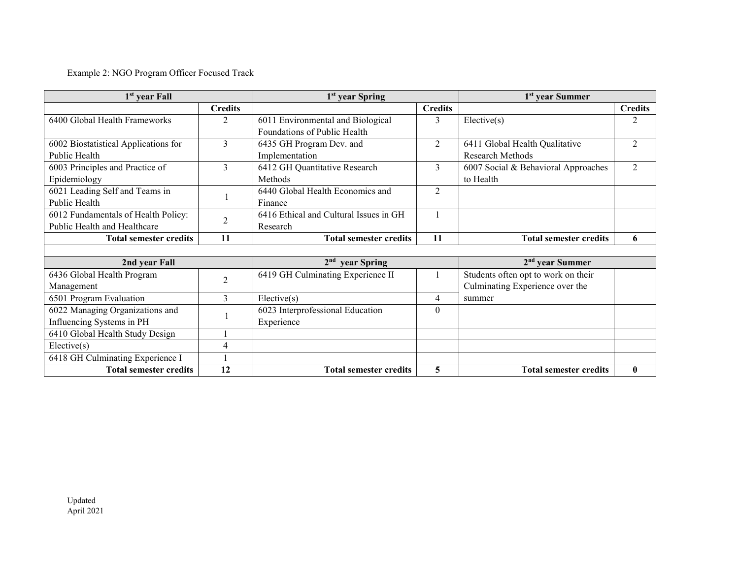Example 2: NGO Program Officer Focused Track

| 1st year Fall | | 1st year Spring | | 1st year Summer | |
|---|---|---|---|---|---|
| | **Credits** | | **Credits** | | **Credits** |
| 6400 Global Health Frameworks | 2 | 6011 Environmental and Biological Foundations of Public Health | 3 | Elective(s) | 2 |
| 6002 Biostatistical Applications for Public Health | 3 | 6435 GH Program Dev. and Implementation | 2 | 6411 Global Health Qualitative Research Methods | 2 |
| 6003 Principles and Practice of Epidemiology | 3 | 6412 GH Quantitative Research Methods | 3 | 6007 Social & Behavioral Approaches to Health | 2 |
| 6021 Leading Self and Teams in Public Health | 1 | 6440 Global Health Economics and Finance | 2 | | |
| 6012 Fundamentals of Health Policy: Public Health and Healthcare | 2 | 6416 Ethical and Cultural Issues in GH Research | 1 | | |
| **Total semester credits** | **11** | **Total semester credits** | **11** | **Total semester credits** | **6** |
| | | | | | |
| **2nd year Fall** | | **2nd year Spring** | | **2nd year Summer** | |
| 6436 Global Health Program Management | 2 | 6419 GH Culminating Experience II | 1 | Students often opt to work on their Culminating Experience over the summer | |
| 6501 Program Evaluation | 3 | Elective(s) | 4 | | |
| 6022 Managing Organizations and Influencing Systems in PH | 1 | 6023 Interprofessional Education Experience | 0 | | |
| 6410 Global Health Study Design | 1 | | | | |
| Elective(s) | 4 | | | | |
| 6418 GH Culminating Experience I | 1 | | | | |
| **Total semester credits** | **12** | **Total semester credits** | **5** | **Total semester credits** | **0** |

Updated
April 2021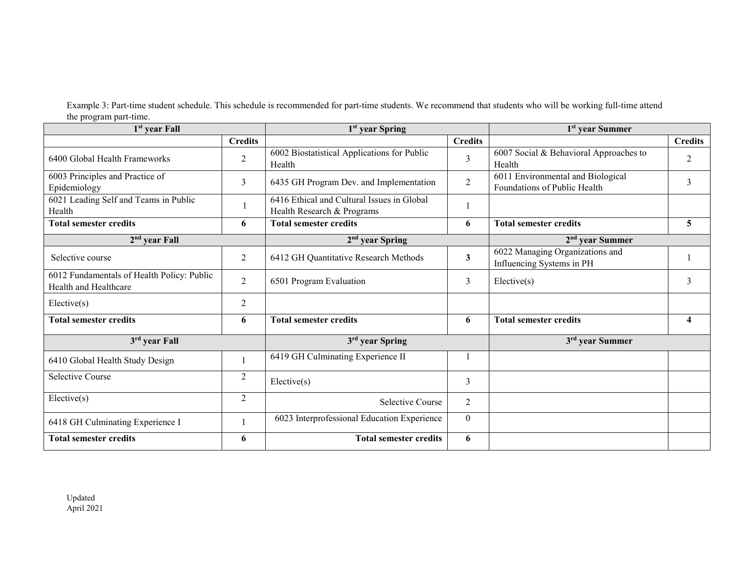Example 3: Part-time student schedule. This schedule is recommended for part-time students. We recommend that students who will be working full-time attend the program part-time.

| 1st year Fall | | 1st year Spring | | 1st year Summer | |
|---|---|---|---|---|---|
| | **Credits** | | **Credits** | | **Credits** |
| 6400 Global Health Frameworks | 2 | 6002 Biostatistical Applications for Public Health | 3 | 6007 Social & Behavioral Approaches to Health | 2 |
| 6003 Principles and Practice of Epidemiology | 3 | 6435 GH Program Dev. and Implementation | 2 | 6011 Environmental and Biological Foundations of Public Health | 3 |
| 6021 Leading Self and Teams in Public Health | 1 | 6416 Ethical and Cultural Issues in Global Health Research & Programs | 1 | | |
| **Total semester credits** | **6** | **Total semester credits** | **6** | **Total semester credits** | **5** |
| **2nd year Fall** | | **2nd year Spring** | | **2nd year Summer** | |
| Selective course | 2 | 6412 GH Quantitative Research Methods | **3** | 6022 Managing Organizations and Influencing Systems in PH | 1 |
| 6012 Fundamentals of Health Policy: Public Health and Healthcare | 2 | 6501 Program Evaluation | 3 | Elective(s) | 3 |
| Elective(s) | 2 | | | | |
| **Total semester credits** | **6** | **Total semester credits** | **6** | **Total semester credits** | **4** |
| **3rd year Fall** | | **3rd year Spring** | | **3rd year Summer** | |
| 6410 Global Health Study Design | 1 | 6419 GH Culminating Experience II | 1 | | |
| Selective Course | 2 | Elective(s) | 3 | | |
| Elective(s) | 2 | Selective Course | 2 | | |
| 6418 GH Culminating Experience I | 1 | 6023 Interprofessional Education Experience | 0 | | |
| **Total semester credits** | **6** | **Total semester credits** | **6** | | |

Updated
April 2021